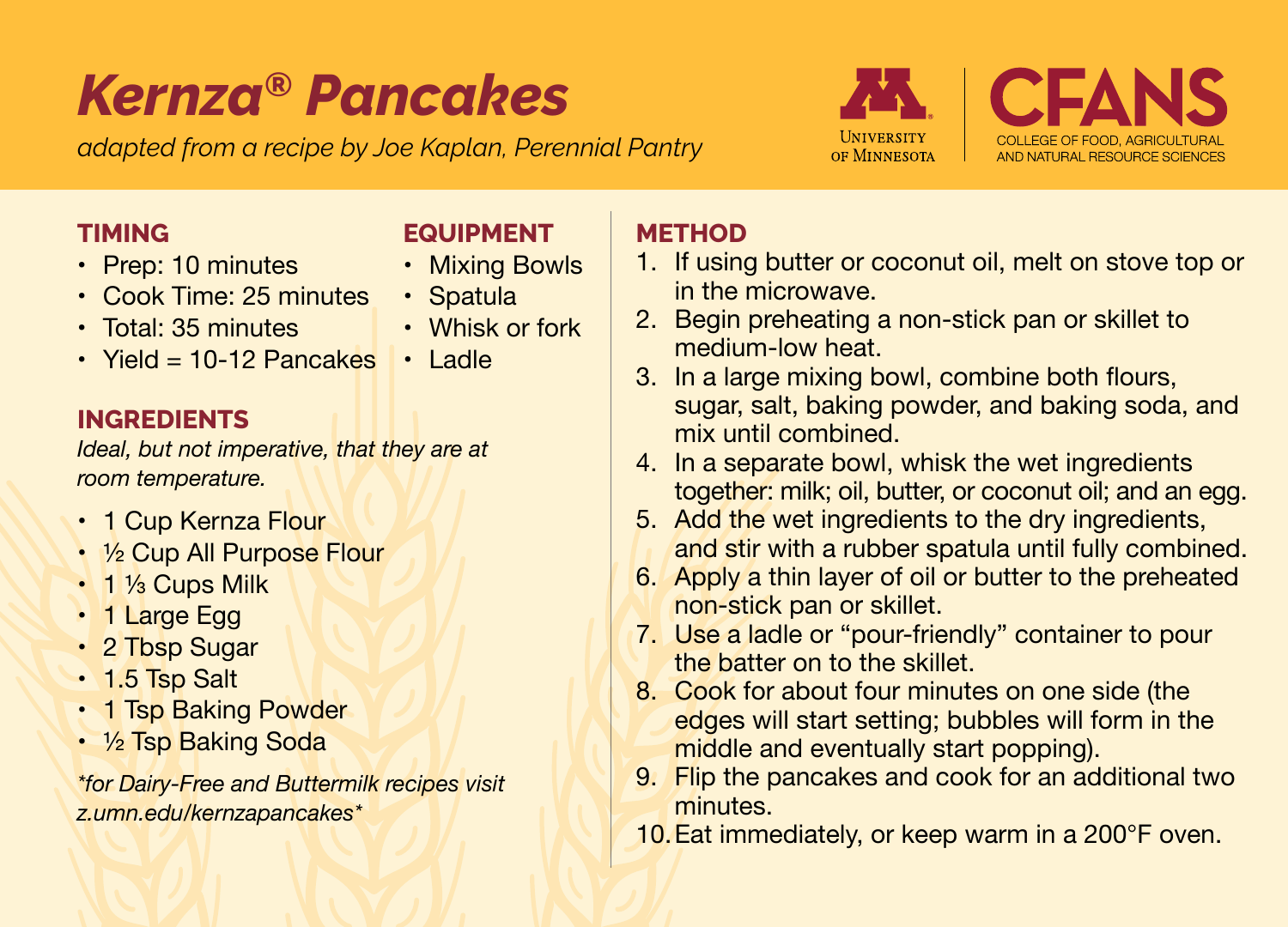# *Kernza® Pancakes*

*adapted from a recipe by Joe Kaplan, Perennial Pantry*

University of Minnesota | CFANS
COLLEGE OF FOOD, AGRICULTURAL AND NATURAL RESOURCE SCIENCES

## TIMING

- Prep: 10 minutes
- Cook Time: 25 minutes
- Total: 35 minutes
- Yield = 10-12 Pancakes

## EQUIPMENT

- Mixing Bowls
- Spatula
- Whisk or fork
- Ladle

## INGREDIENTS

*Ideal, but not imperative, that they are at room temperature.*

- 1 Cup Kernza Flour
- ½ Cup All Purpose Flour
- 1 ⅓ Cups Milk
- 1 Large Egg
- 2 Tbsp Sugar
- 1.5 Tsp Salt
- 1 Tsp Baking Powder
- ½ Tsp Baking Soda

*\*for Dairy-Free and Buttermilk recipes visit z.umn.edu/kernzapancakes\**

## METHOD

1. If using butter or coconut oil, melt on stove top or in the microwave.
2. Begin preheating a non-stick pan or skillet to medium-low heat.
3. In a large mixing bowl, combine both flours, sugar, salt, baking powder, and baking soda, and mix until combined.
4. In a separate bowl, whisk the wet ingredients together: milk; oil, butter, or coconut oil; and an egg.
5. Add the wet ingredients to the dry ingredients, and stir with a rubber spatula until fully combined.
6. Apply a thin layer of oil or butter to the preheated non-stick pan or skillet.
7. Use a ladle or "pour-friendly" container to pour the batter on to the skillet.
8. Cook for about four minutes on one side (the edges will start setting; bubbles will form in the middle and eventually start popping).
9. Flip the pancakes and cook for an additional two minutes.
10. Eat immediately, or keep warm in a 200°F oven.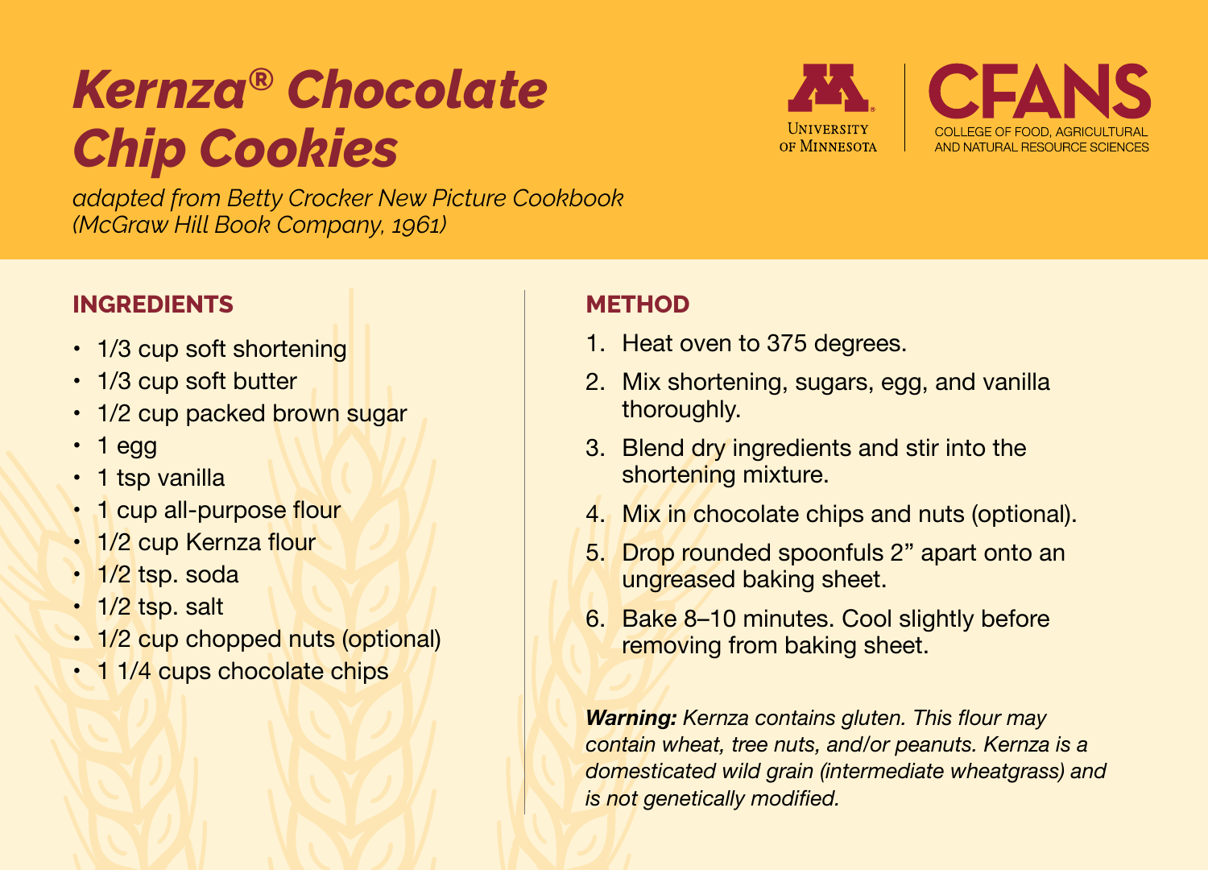# *Kernza® Chocolate Chip Cookies*

*adapted from Betty Crocker New Picture Cookbook (McGraw Hill Book Company, 1961)*

UNIVERSITY OF MINNESOTA | CFANS COLLEGE OF FOOD, AGRICULTURAL AND NATURAL RESOURCE SCIENCES

## INGREDIENTS

- 1/3 cup soft shortening
- 1/3 cup soft butter
- 1/2 cup packed brown sugar
- 1 egg
- 1 tsp vanilla
- 1 cup all-purpose flour
- 1/2 cup Kernza flour
- 1/2 tsp. soda
- 1/2 tsp. salt
- 1/2 cup chopped nuts (optional)
- 1 1/4 cups chocolate chips

## METHOD

1. Heat oven to 375 degrees.
2. Mix shortening, sugars, egg, and vanilla thoroughly.
3. Blend dry ingredients and stir into the shortening mixture.
4. Mix in chocolate chips and nuts (optional).
5. Drop rounded spoonfuls 2” apart onto an ungreased baking sheet.
6. Bake 8–10 minutes. Cool slightly before removing from baking sheet.

***Warning:*** *Kernza contains gluten. This flour may contain wheat, tree nuts, and/or peanuts. Kernza is a domesticated wild grain (intermediate wheatgrass) and is not genetically modified.*